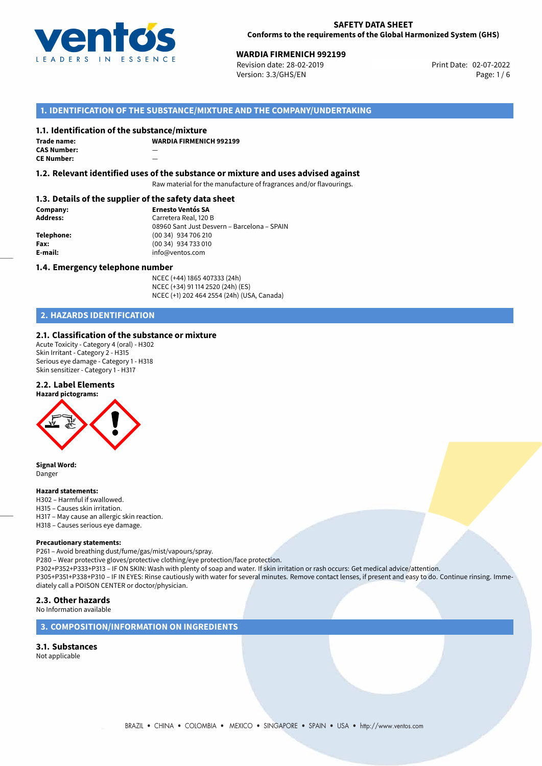**SAFETY DATA SHEET**
**Conforms to the requirements of the Global Harmonized System (GHS)**

**WARDIA FIRMENICH 992199**
Revision date: 28-02-2019
Version: 3.3/GHS/EN
Print Date: 02-07-2022

## 1. IDENTIFICATION OF THE SUBSTANCE/MIXTURE AND THE COMPANY/UNDERTAKING

### 1.1. Identification of the substance/mixture

**Trade name:** WARDIA FIRMENICH 992199
**CAS Number:** —
**CE Number:** —

### 1.2. Relevant identified uses of the substance or mixture and uses advised against

Raw material for the manufacture of fragrances and/or flavourings.

### 1.3. Details of the supplier of the safety data sheet

**Company:** Ernesto Ventós SA
**Address:** Carretera Real, 120 B
08960 Sant Just Desvern – Barcelona – SPAIN
**Telephone:** (00 34) 934 706 210
**Fax:** (00 34) 934 733 010
**E-mail:** info@ventos.com

### 1.4. Emergency telephone number

NCEC (+44) 1865 407333 (24h)
NCEC (+34) 91 114 2520 (24h) (ES)
NCEC (+1) 202 464 2554 (24h) (USA, Canada)

## 2. HAZARDS IDENTIFICATION

### 2.1. Classification of the substance or mixture

Acute Toxicity - Category 4 (oral) - H302
Skin Irritant - Category 2 - H315
Serious eye damage - Category 1 - H318
Skin sensitizer - Category 1 - H317

### 2.2. Label Elements

**Hazard pictograms:**

**Signal Word:**
Danger

**Hazard statements:**
H302 – Harmful if swallowed.
H315 – Causes skin irritation.
H317 – May cause an allergic skin reaction.
H318 – Causes serious eye damage.

**Precautionary statements:**
P261 – Avoid breathing dust/fume/gas/mist/vapours/spray.
P280 – Wear protective gloves/protective clothing/eye protection/face protection.
P302+P352+P333+P313 – IF ON SKIN: Wash with plenty of soap and water. If skin irritation or rash occurs: Get medical advice/attention.
P305+P351+P338+P310 – IF IN EYES: Rinse cautiously with water for several minutes. Remove contact lenses, if present and easy to do. Continue rinsing. Immediately call a POISON CENTER or doctor/physician.

### 2.3. Other hazards

No Information available

## 3. COMPOSITION/INFORMATION ON INGREDIENTS

### 3.1. Substances

Not applicable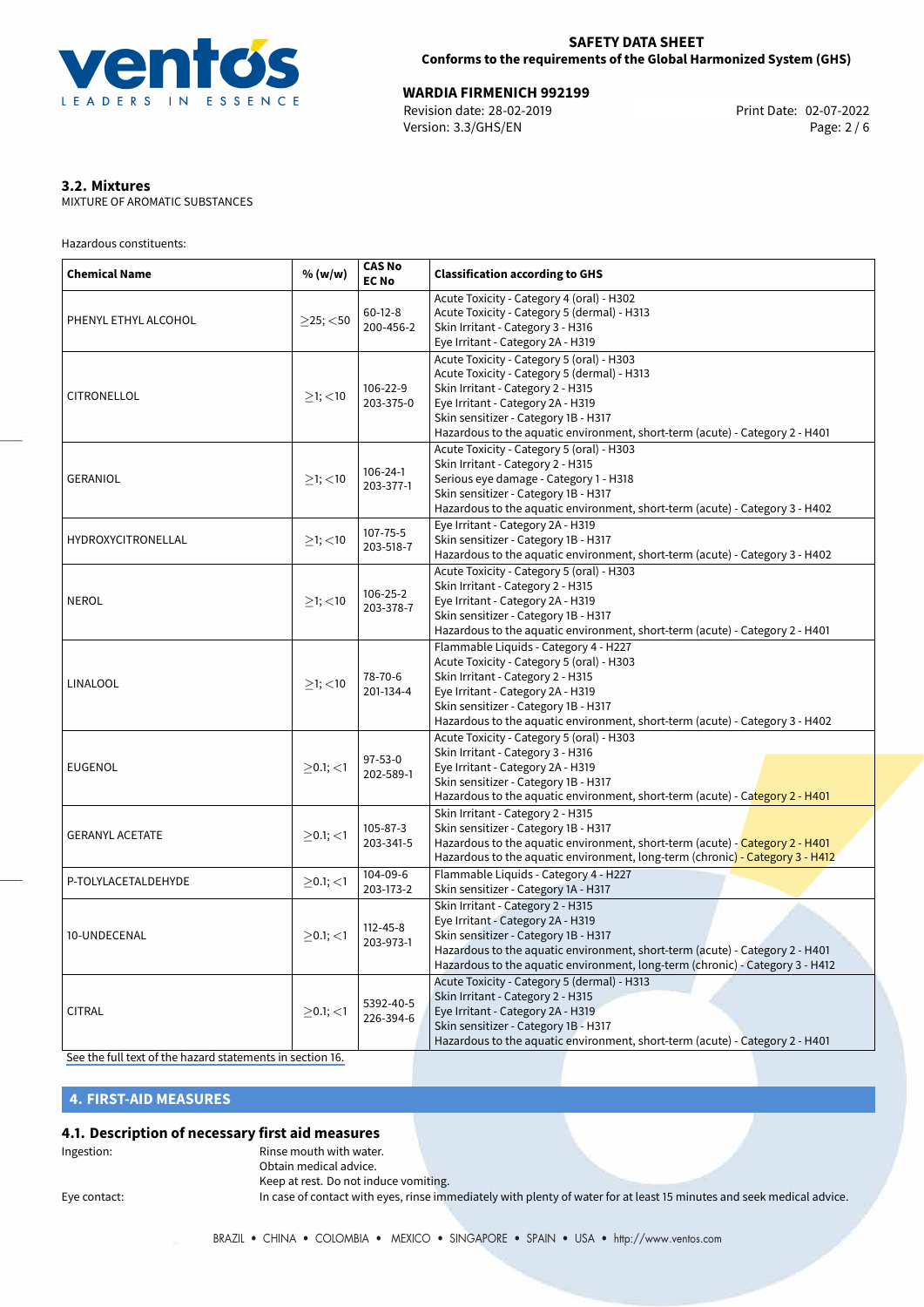### 3.2. Mixtures

MIXTURE OF AROMATIC SUBSTANCES

Hazardous constituents:

| Chemical Name | % (w/w) | CAS No<br>EC No | Classification according to GHS |
|---|---|---|---|
| PHENYL ETHYL ALCOHOL | ≥25; <50 | 60-12-8<br>200-456-2 | Acute Toxicity - Category 4 (oral) - H302<br>Acute Toxicity - Category 5 (dermal) - H313<br>Skin Irritant - Category 3 - H316<br>Eye Irritant - Category 2A - H319 |
| CITRONELLOL | ≥1; <10 | 106-22-9<br>203-375-0 | Acute Toxicity - Category 5 (oral) - H303<br>Acute Toxicity - Category 5 (dermal) - H313<br>Skin Irritant - Category 2 - H315<br>Eye Irritant - Category 2A - H319<br>Skin sensitizer - Category 1B - H317<br>Hazardous to the aquatic environment, short-term (acute) - Category 2 - H401 |
| GERANIOL | ≥1; <10 | 106-24-1<br>203-377-1 | Acute Toxicity - Category 5 (oral) - H303<br>Skin Irritant - Category 2 - H315<br>Serious eye damage - Category 1 - H318<br>Skin sensitizer - Category 1B - H317<br>Hazardous to the aquatic environment, short-term (acute) - Category 3 - H402 |
| HYDROXYCITRONELLAL | ≥1; <10 | 107-75-5<br>203-518-7 | Eye Irritant - Category 2A - H319<br>Skin sensitizer - Category 1B - H317<br>Hazardous to the aquatic environment, short-term (acute) - Category 3 - H402 |
| NEROL | ≥1; <10 | 106-25-2<br>203-378-7 | Acute Toxicity - Category 5 (oral) - H303<br>Skin Irritant - Category 2 - H315<br>Eye Irritant - Category 2A - H319<br>Skin sensitizer - Category 1B - H317<br>Hazardous to the aquatic environment, short-term (acute) - Category 2 - H401 |
| LINALOOL | ≥1; <10 | 78-70-6<br>201-134-4 | Flammable Liquids - Category 4 - H227<br>Acute Toxicity - Category 5 (oral) - H303<br>Skin Irritant - Category 2 - H315<br>Eye Irritant - Category 2A - H319<br>Skin sensitizer - Category 1B - H317<br>Hazardous to the aquatic environment, short-term (acute) - Category 3 - H402 |
| EUGENOL | ≥0.1; <1 | 97-53-0<br>202-589-1 | Acute Toxicity - Category 5 (oral) - H303<br>Skin Irritant - Category 3 - H316<br>Eye Irritant - Category 2A - H319<br>Skin sensitizer - Category 1B - H317<br>Hazardous to the aquatic environment, short-term (acute) - Category 2 - H401 |
| GERANYL ACETATE | ≥0.1; <1 | 105-87-3<br>203-341-5 | Skin Irritant - Category 2 - H315<br>Skin sensitizer - Category 1B - H317<br>Hazardous to the aquatic environment, short-term (acute) - Category 2 - H401<br>Hazardous to the aquatic environment, long-term (chronic) - Category 3 - H412 |
| P-TOLYLACETALDEHYDE | ≥0.1; <1 | 104-09-6<br>203-173-2 | Flammable Liquids - Category 4 - H227<br>Skin sensitizer - Category 1A - H317 |
| 10-UNDECENAL | ≥0.1; <1 | 112-45-8<br>203-973-1 | Skin Irritant - Category 2 - H315<br>Eye Irritant - Category 2A - H319<br>Skin sensitizer - Category 1B - H317<br>Hazardous to the aquatic environment, short-term (acute) - Category 2 - H401<br>Hazardous to the aquatic environment, long-term (chronic) - Category 3 - H412 |
| CITRAL | ≥0.1; <1 | 5392-40-5<br>226-394-6 | Acute Toxicity - Category 5 (dermal) - H313<br>Skin Irritant - Category 2 - H315<br>Eye Irritant - Category 2A - H319<br>Skin sensitizer - Category 1B - H317<br>Hazardous to the aquatic environment, short-term (acute) - Category 2 - H401 |

See the full text of the hazard statements in section 16.

## 4. FIRST-AID MEASURES

### 4.1. Description of necessary first aid measures

Ingestion:
Rinse mouth with water.
Obtain medical advice.
Keep at rest. Do not induce vomiting.

Eye contact:
In case of contact with eyes, rinse immediately with plenty of water for at least 15 minutes and seek medical advice.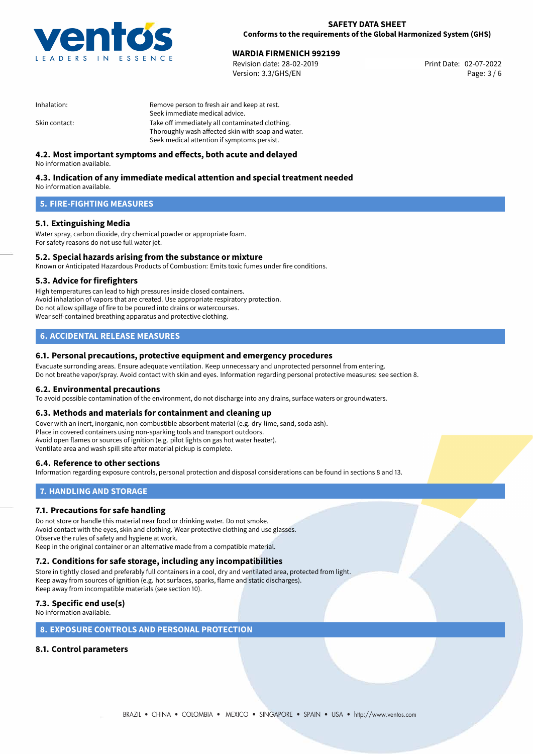| | |
|---|---|
| Inhalation: | Remove person to fresh air and keep at rest.<br>Seek immediate medical advice. |
| Skin contact: | Take off immediately all contaminated clothing.<br>Thoroughly wash affected skin with soap and water.<br>Seek medical attention if symptoms persist. |

### 4.2. Most important symptoms and effects, both acute and delayed

No information available.

### 4.3. Indication of any immediate medical attention and special treatment needed

No information available.

## 5. FIRE-FIGHTING MEASURES

### 5.1. Extinguishing Media

Water spray, carbon dioxide, dry chemical powder or appropriate foam.
For safety reasons do not use full water jet.

### 5.2. Special hazards arising from the substance or mixture

Known or Anticipated Hazardous Products of Combustion: Emits toxic fumes under fire conditions.

### 5.3. Advice for firefighters

High temperatures can lead to high pressures inside closed containers.
Avoid inhalation of vapors that are created. Use appropriate respiratory protection.
Do not allow spillage of fire to be poured into drains or watercourses.
Wear self-contained breathing apparatus and protective clothing.

## 6. ACCIDENTAL RELEASE MEASURES

### 6.1. Personal precautions, protective equipment and emergency procedures

Evacuate surronding areas. Ensure adequate ventilation. Keep unnecessary and unprotected personnel from entering.
Do not breathe vapor/spray. Avoid contact with skin and eyes. Information regarding personal protective measures: see section 8.

### 6.2. Environmental precautions

To avoid possible contamination of the environment, do not discharge into any drains, surface waters or groundwaters.

### 6.3. Methods and materials for containment and cleaning up

Cover with an inert, inorganic, non-combustible absorbent material (e.g. dry-lime, sand, soda ash).
Place in covered containers using non-sparking tools and transport outdoors.
Avoid open flames or sources of ignition (e.g. pilot lights on gas hot water heater).
Ventilate area and wash spill site after material pickup is complete.

### 6.4. Reference to other sections

Information regarding exposure controls, personal protection and disposal considerations can be found in sections 8 and 13.

## 7. HANDLING AND STORAGE

### 7.1. Precautions for safe handling

Do not store or handle this material near food or drinking water. Do not smoke.
Avoid contact with the eyes, skin and clothing. Wear protective clothing and use glasses.
Observe the rules of safety and hygiene at work.
Keep in the original container or an alternative made from a compatible material.

### 7.2. Conditions for safe storage, including any incompatibilities

Store in tightly closed and preferably full containers in a cool, dry and ventilated area, protected from light.
Keep away from sources of ignition (e.g. hot surfaces, sparks, flame and static discharges).
Keep away from incompatible materials (see section 10).

### 7.3. Specific end use(s)

No information available.

## 8. EXPOSURE CONTROLS AND PERSONAL PROTECTION

### 8.1. Control parameters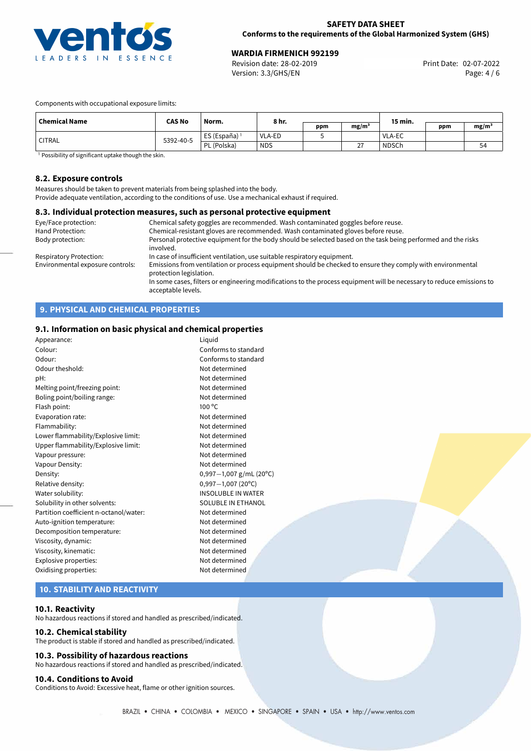Components with occupational exposure limits:

| Chemical Name | CAS No | Norm. | 8 hr. | | | 15 min. | | |
|---|---|---|---|---|---|---|---|---|
| | | | | ppm | mg/m³ | | ppm | mg/m³ |
| CITRAL | 5392-40-5 | ES (España) [1] | VLA-ED | 5 | | VLA-EC | | |
| | | PL (Polska) | NDS | | 27 | NDSCh | | 54 |

[1] Possibility of significant uptake though the skin.

### 8.2. Exposure controls

Measures should be taken to prevent materials from being splashed into the body.
Provide adequate ventilation, according to the conditions of use. Use a mechanical exhaust if required.

### 8.3. Individual protection measures, such as personal protective equipment

| | |
|---|---|
| Eye/Face protection: | Chemical safety goggles are recommended. Wash contaminated goggles before reuse. |
| Hand Protection: | Chemical-resistant gloves are recommended. Wash contaminated gloves before reuse. |
| Body protection: | Personal protective equipment for the body should be selected based on the task being performed and the risks involved. |
| Respiratory Protection: | In case of insufficient ventilation, use suitable respiratory equipment. |
| Environmental exposure controls: | Emissions from ventilation or process equipment should be checked to ensure they comply with environmental protection legislation. In some cases, filters or engineering modifications to the process equipment will be necessary to reduce emissions to acceptable levels. |

## 9. PHYSICAL AND CHEMICAL PROPERTIES

### 9.1. Information on basic physical and chemical properties

| | |
|---|---|
| Appearance: | Liquid |
| Colour: | Conforms to standard |
| Odour: | Conforms to standard |
| Odour theshold: | Not determined |
| pH: | Not determined |
| Melting point/freezing point: | Not determined |
| Boling point/boiling range: | Not determined |
| Flash point: | 100 °C |
| Evaporation rate: | Not determined |
| Flammability: | Not determined |
| Lower flammability/Explosive limit: | Not determined |
| Upper flammability/Explosive limit: | Not determined |
| Vapour pressure: | Not determined |
| Vapour Density: | Not determined |
| Density: | 0,997−1,007 g/mL (20°C) |
| Relative density: | 0,997−1,007 (20°C) |
| Water solubility: | INSOLUBLE IN WATER |
| Solubility in other solvents: | SOLUBLE IN ETHANOL |
| Partition coefficient n-octanol/water: | Not determined |
| Auto-ignition temperature: | Not determined |
| Decomposition temperature: | Not determined |
| Viscosity, dynamic: | Not determined |
| Viscosity, kinematic: | Not determined |
| Explosive properties: | Not determined |
| Oxidising properties: | Not determined |

## 10. STABILITY AND REACTIVITY

### 10.1. Reactivity

No hazardous reactions if stored and handled as prescribed/indicated.

### 10.2. Chemical stability

The product is stable if stored and handled as prescribed/indicated.

### 10.3. Possibility of hazardous reactions

No hazardous reactions if stored and handled as prescribed/indicated.

### 10.4. Conditions to Avoid

Conditions to Avoid: Excessive heat, flame or other ignition sources.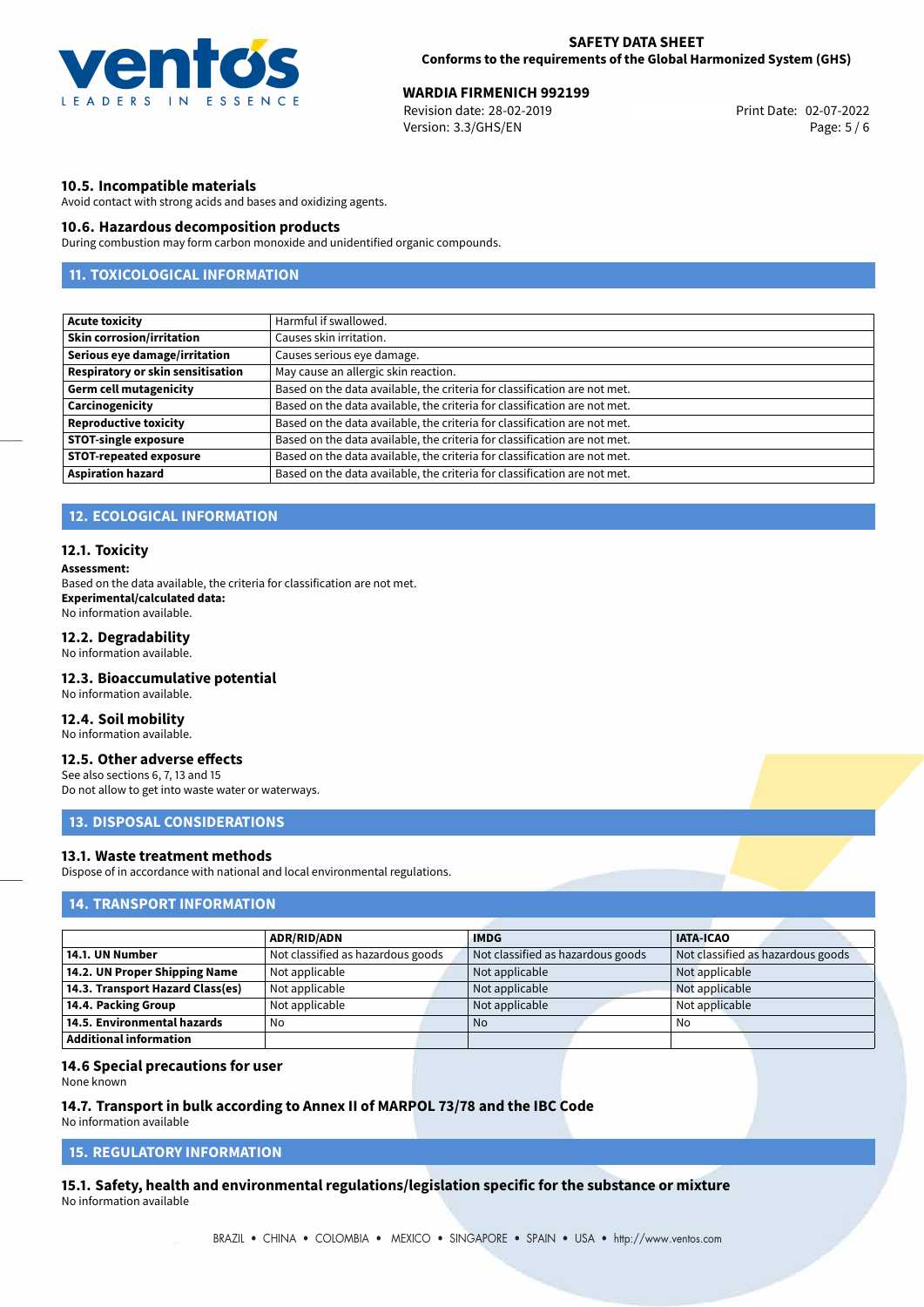### 10.5. Incompatible materials

Avoid contact with strong acids and bases and oxidizing agents.

### 10.6. Hazardous decomposition products

During combustion may form carbon monoxide and unidentified organic compounds.

## 11. TOXICOLOGICAL INFORMATION

| | |
|---|---|
| **Acute toxicity** | Harmful if swallowed. |
| **Skin corrosion/irritation** | Causes skin irritation. |
| **Serious eye damage/irritation** | Causes serious eye damage. |
| **Respiratory or skin sensitisation** | May cause an allergic skin reaction. |
| **Germ cell mutagenicity** | Based on the data available, the criteria for classification are not met. |
| **Carcinogenicity** | Based on the data available, the criteria for classification are not met. |
| **Reproductive toxicity** | Based on the data available, the criteria for classification are not met. |
| **STOT-single exposure** | Based on the data available, the criteria for classification are not met. |
| **STOT-repeated exposure** | Based on the data available, the criteria for classification are not met. |
| **Aspiration hazard** | Based on the data available, the criteria for classification are not met. |

## 12. ECOLOGICAL INFORMATION

### 12.1. Toxicity

**Assessment:**
Based on the data available, the criteria for classification are not met.
**Experimental/calculated data:**
No information available.

### 12.2. Degradability

No information available.

### 12.3. Bioaccumulative potential

No information available.

### 12.4. Soil mobility

No information available.

### 12.5. Other adverse effects

See also sections 6, 7, 13 and 15
Do not allow to get into waste water or waterways.

## 13. DISPOSAL CONSIDERATIONS

### 13.1. Waste treatment methods

Dispose of in accordance with national and local environmental regulations.

## 14. TRANSPORT INFORMATION

| | ADR/RID/ADN | IMDG | IATA-ICAO |
|---|---|---|---|
| **14.1. UN Number** | Not classified as hazardous goods | Not classified as hazardous goods | Not classified as hazardous goods |
| **14.2. UN Proper Shipping Name** | Not applicable | Not applicable | Not applicable |
| **14.3. Transport Hazard Class(es)** | Not applicable | Not applicable | Not applicable |
| **14.4. Packing Group** | Not applicable | Not applicable | Not applicable |
| **14.5. Environmental hazards** | No | No | No |
| **Additional information** | | | |

### 14.6 Special precautions for user

None known

### 14.7. Transport in bulk according to Annex II of MARPOL 73/78 and the IBC Code

No information available

## 15. REGULATORY INFORMATION

### 15.1. Safety, health and environmental regulations/legislation specific for the substance or mixture

No information available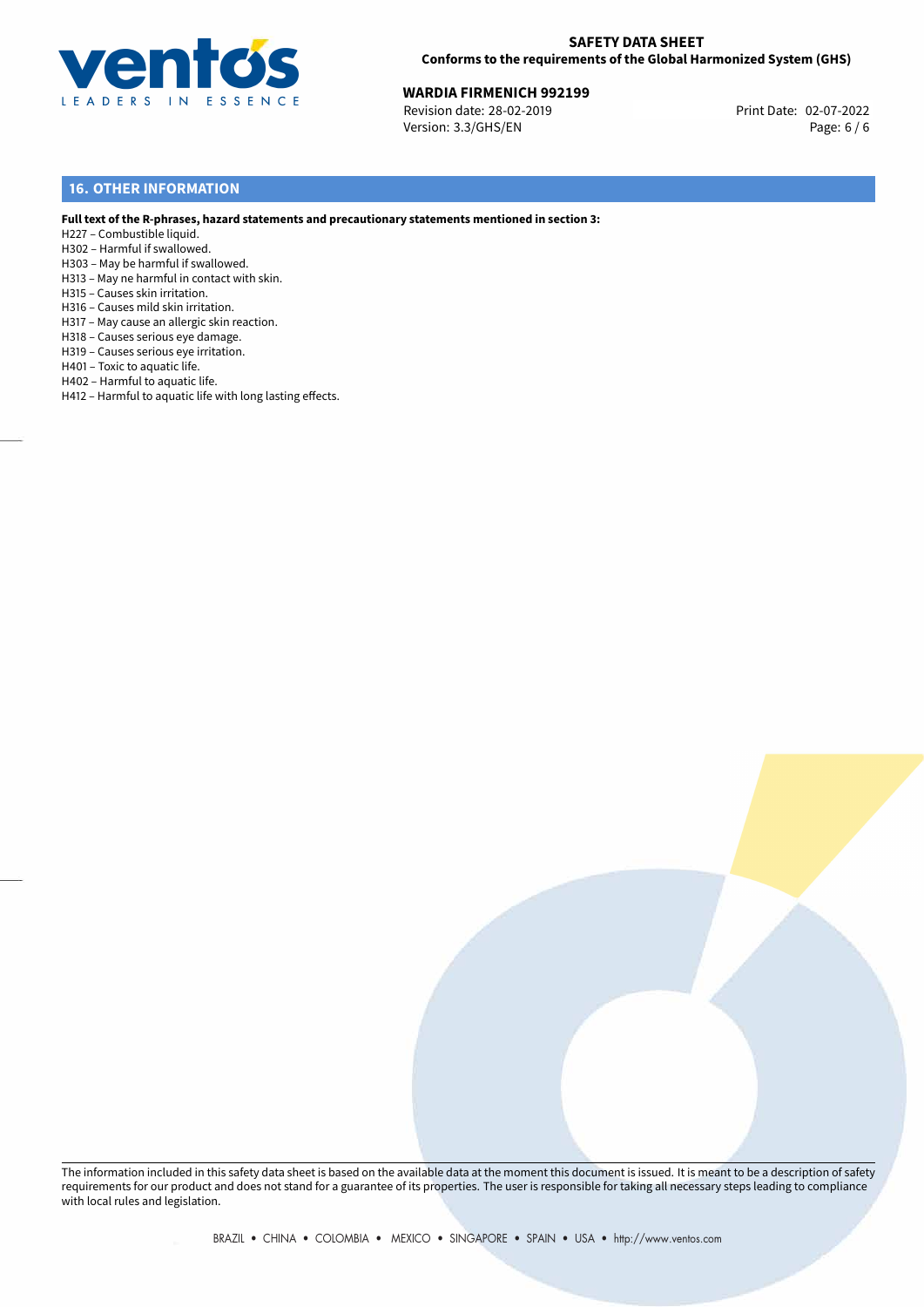## 16. OTHER INFORMATION

**Full text of the R-phrases, hazard statements and precautionary statements mentioned in section 3:**

H227 – Combustible liquid.
H302 – Harmful if swallowed.
H303 – May be harmful if swallowed.
H313 – May ne harmful in contact with skin.
H315 – Causes skin irritation.
H316 – Causes mild skin irritation.
H317 – May cause an allergic skin reaction.
H318 – Causes serious eye damage.
H319 – Causes serious eye irritation.
H401 – Toxic to aquatic life.
H402 – Harmful to aquatic life.
H412 – Harmful to aquatic life with long lasting effects.

The information included in this safety data sheet is based on the available data at the moment this document is issued. It is meant to be a description of safety requirements for our product and does not stand for a guarantee of its properties. The user is responsible for taking all necessary steps leading to compliance with local rules and legislation.